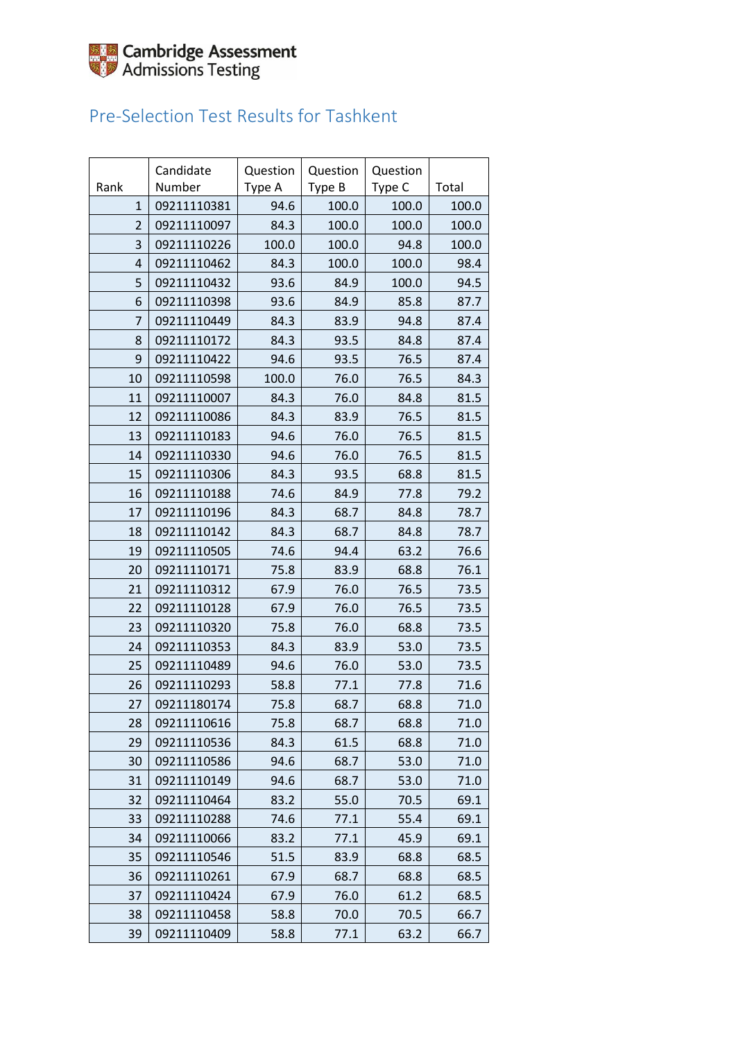Cambridge Assessment
Admissions Testing

# Pre-Selection Test Results for Tashkent

| Rank | Candidate Number | Question Type A | Question Type B | Question Type C | Total |
|---|---|---|---|---|---|
| 1 | 09211110381 | 94.6 | 100.0 | 100.0 | 100.0 |
| 2 | 09211110097 | 84.3 | 100.0 | 100.0 | 100.0 |
| 3 | 09211110226 | 100.0 | 100.0 | 94.8 | 100.0 |
| 4 | 09211110462 | 84.3 | 100.0 | 100.0 | 98.4 |
| 5 | 09211110432 | 93.6 | 84.9 | 100.0 | 94.5 |
| 6 | 09211110398 | 93.6 | 84.9 | 85.8 | 87.7 |
| 7 | 09211110449 | 84.3 | 83.9 | 94.8 | 87.4 |
| 8 | 09211110172 | 84.3 | 93.5 | 84.8 | 87.4 |
| 9 | 09211110422 | 94.6 | 93.5 | 76.5 | 87.4 |
| 10 | 09211110598 | 100.0 | 76.0 | 76.5 | 84.3 |
| 11 | 09211110007 | 84.3 | 76.0 | 84.8 | 81.5 |
| 12 | 09211110086 | 84.3 | 83.9 | 76.5 | 81.5 |
| 13 | 09211110183 | 94.6 | 76.0 | 76.5 | 81.5 |
| 14 | 09211110330 | 94.6 | 76.0 | 76.5 | 81.5 |
| 15 | 09211110306 | 84.3 | 93.5 | 68.8 | 81.5 |
| 16 | 09211110188 | 74.6 | 84.9 | 77.8 | 79.2 |
| 17 | 09211110196 | 84.3 | 68.7 | 84.8 | 78.7 |
| 18 | 09211110142 | 84.3 | 68.7 | 84.8 | 78.7 |
| 19 | 09211110505 | 74.6 | 94.4 | 63.2 | 76.6 |
| 20 | 09211110171 | 75.8 | 83.9 | 68.8 | 76.1 |
| 21 | 09211110312 | 67.9 | 76.0 | 76.5 | 73.5 |
| 22 | 09211110128 | 67.9 | 76.0 | 76.5 | 73.5 |
| 23 | 09211110320 | 75.8 | 76.0 | 68.8 | 73.5 |
| 24 | 09211110353 | 84.3 | 83.9 | 53.0 | 73.5 |
| 25 | 09211110489 | 94.6 | 76.0 | 53.0 | 73.5 |
| 26 | 09211110293 | 58.8 | 77.1 | 77.8 | 71.6 |
| 27 | 09211180174 | 75.8 | 68.7 | 68.8 | 71.0 |
| 28 | 09211110616 | 75.8 | 68.7 | 68.8 | 71.0 |
| 29 | 09211110536 | 84.3 | 61.5 | 68.8 | 71.0 |
| 30 | 09211110586 | 94.6 | 68.7 | 53.0 | 71.0 |
| 31 | 09211110149 | 94.6 | 68.7 | 53.0 | 71.0 |
| 32 | 09211110464 | 83.2 | 55.0 | 70.5 | 69.1 |
| 33 | 09211110288 | 74.6 | 77.1 | 55.4 | 69.1 |
| 34 | 09211110066 | 83.2 | 77.1 | 45.9 | 69.1 |
| 35 | 09211110546 | 51.5 | 83.9 | 68.8 | 68.5 |
| 36 | 09211110261 | 67.9 | 68.7 | 68.8 | 68.5 |
| 37 | 09211110424 | 67.9 | 76.0 | 61.2 | 68.5 |
| 38 | 09211110458 | 58.8 | 70.0 | 70.5 | 66.7 |
| 39 | 09211110409 | 58.8 | 77.1 | 63.2 | 66.7 |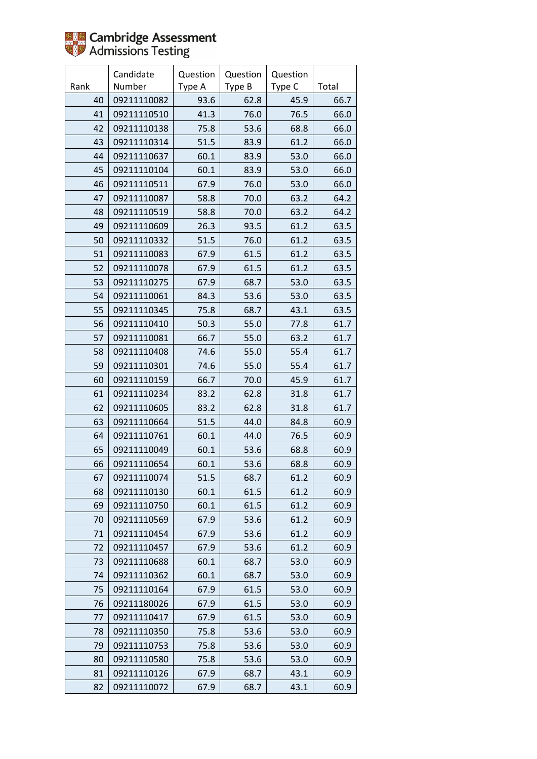| Rank | Candidate Number | Question Type A | Question Type B | Question Type C | Total |
|---|---|---|---|---|---|
| 40 | 09211110082 | 93.6 | 62.8 | 45.9 | 66.7 |
| 41 | 09211110510 | 41.3 | 76.0 | 76.5 | 66.0 |
| 42 | 09211110138 | 75.8 | 53.6 | 68.8 | 66.0 |
| 43 | 09211110314 | 51.5 | 83.9 | 61.2 | 66.0 |
| 44 | 09211110637 | 60.1 | 83.9 | 53.0 | 66.0 |
| 45 | 09211110104 | 60.1 | 83.9 | 53.0 | 66.0 |
| 46 | 09211110511 | 67.9 | 76.0 | 53.0 | 66.0 |
| 47 | 09211110087 | 58.8 | 70.0 | 63.2 | 64.2 |
| 48 | 09211110519 | 58.8 | 70.0 | 63.2 | 64.2 |
| 49 | 09211110609 | 26.3 | 93.5 | 61.2 | 63.5 |
| 50 | 09211110332 | 51.5 | 76.0 | 61.2 | 63.5 |
| 51 | 09211110083 | 67.9 | 61.5 | 61.2 | 63.5 |
| 52 | 09211110078 | 67.9 | 61.5 | 61.2 | 63.5 |
| 53 | 09211110275 | 67.9 | 68.7 | 53.0 | 63.5 |
| 54 | 09211110061 | 84.3 | 53.6 | 53.0 | 63.5 |
| 55 | 09211110345 | 75.8 | 68.7 | 43.1 | 63.5 |
| 56 | 09211110410 | 50.3 | 55.0 | 77.8 | 61.7 |
| 57 | 09211110081 | 66.7 | 55.0 | 63.2 | 61.7 |
| 58 | 09211110408 | 74.6 | 55.0 | 55.4 | 61.7 |
| 59 | 09211110301 | 74.6 | 55.0 | 55.4 | 61.7 |
| 60 | 09211110159 | 66.7 | 70.0 | 45.9 | 61.7 |
| 61 | 09211110234 | 83.2 | 62.8 | 31.8 | 61.7 |
| 62 | 09211110605 | 83.2 | 62.8 | 31.8 | 61.7 |
| 63 | 09211110664 | 51.5 | 44.0 | 84.8 | 60.9 |
| 64 | 09211110761 | 60.1 | 44.0 | 76.5 | 60.9 |
| 65 | 09211110049 | 60.1 | 53.6 | 68.8 | 60.9 |
| 66 | 09211110654 | 60.1 | 53.6 | 68.8 | 60.9 |
| 67 | 09211110074 | 51.5 | 68.7 | 61.2 | 60.9 |
| 68 | 09211110130 | 60.1 | 61.5 | 61.2 | 60.9 |
| 69 | 09211110750 | 60.1 | 61.5 | 61.2 | 60.9 |
| 70 | 09211110569 | 67.9 | 53.6 | 61.2 | 60.9 |
| 71 | 09211110454 | 67.9 | 53.6 | 61.2 | 60.9 |
| 72 | 09211110457 | 67.9 | 53.6 | 61.2 | 60.9 |
| 73 | 09211110688 | 60.1 | 68.7 | 53.0 | 60.9 |
| 74 | 09211110362 | 60.1 | 68.7 | 53.0 | 60.9 |
| 75 | 09211110164 | 67.9 | 61.5 | 53.0 | 60.9 |
| 76 | 09211180026 | 67.9 | 61.5 | 53.0 | 60.9 |
| 77 | 09211110417 | 67.9 | 61.5 | 53.0 | 60.9 |
| 78 | 09211110350 | 75.8 | 53.6 | 53.0 | 60.9 |
| 79 | 09211110753 | 75.8 | 53.6 | 53.0 | 60.9 |
| 80 | 09211110580 | 75.8 | 53.6 | 53.0 | 60.9 |
| 81 | 09211110126 | 67.9 | 68.7 | 43.1 | 60.9 |
| 82 | 09211110072 | 67.9 | 68.7 | 43.1 | 60.9 |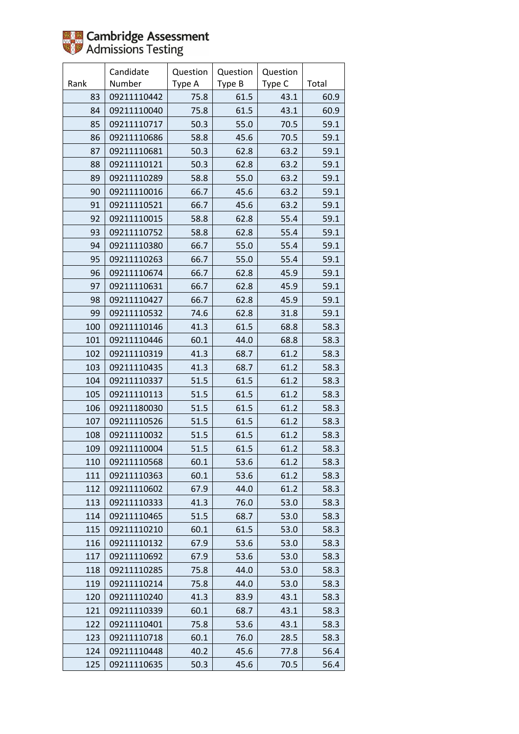| Rank | Candidate Number | Question Type A | Question Type B | Question Type C | Total |
|---|---|---|---|---|---|
| 83 | 09211110442 | 75.8 | 61.5 | 43.1 | 60.9 |
| 84 | 09211110040 | 75.8 | 61.5 | 43.1 | 60.9 |
| 85 | 09211110717 | 50.3 | 55.0 | 70.5 | 59.1 |
| 86 | 09211110686 | 58.8 | 45.6 | 70.5 | 59.1 |
| 87 | 09211110681 | 50.3 | 62.8 | 63.2 | 59.1 |
| 88 | 09211110121 | 50.3 | 62.8 | 63.2 | 59.1 |
| 89 | 09211110289 | 58.8 | 55.0 | 63.2 | 59.1 |
| 90 | 09211110016 | 66.7 | 45.6 | 63.2 | 59.1 |
| 91 | 09211110521 | 66.7 | 45.6 | 63.2 | 59.1 |
| 92 | 09211110015 | 58.8 | 62.8 | 55.4 | 59.1 |
| 93 | 09211110752 | 58.8 | 62.8 | 55.4 | 59.1 |
| 94 | 09211110380 | 66.7 | 55.0 | 55.4 | 59.1 |
| 95 | 09211110263 | 66.7 | 55.0 | 55.4 | 59.1 |
| 96 | 09211110674 | 66.7 | 62.8 | 45.9 | 59.1 |
| 97 | 09211110631 | 66.7 | 62.8 | 45.9 | 59.1 |
| 98 | 09211110427 | 66.7 | 62.8 | 45.9 | 59.1 |
| 99 | 09211110532 | 74.6 | 62.8 | 31.8 | 59.1 |
| 100 | 09211110146 | 41.3 | 61.5 | 68.8 | 58.3 |
| 101 | 09211110446 | 60.1 | 44.0 | 68.8 | 58.3 |
| 102 | 09211110319 | 41.3 | 68.7 | 61.2 | 58.3 |
| 103 | 09211110435 | 41.3 | 68.7 | 61.2 | 58.3 |
| 104 | 09211110337 | 51.5 | 61.5 | 61.2 | 58.3 |
| 105 | 09211110113 | 51.5 | 61.5 | 61.2 | 58.3 |
| 106 | 09211180030 | 51.5 | 61.5 | 61.2 | 58.3 |
| 107 | 09211110526 | 51.5 | 61.5 | 61.2 | 58.3 |
| 108 | 09211110032 | 51.5 | 61.5 | 61.2 | 58.3 |
| 109 | 09211110004 | 51.5 | 61.5 | 61.2 | 58.3 |
| 110 | 09211110568 | 60.1 | 53.6 | 61.2 | 58.3 |
| 111 | 09211110363 | 60.1 | 53.6 | 61.2 | 58.3 |
| 112 | 09211110602 | 67.9 | 44.0 | 61.2 | 58.3 |
| 113 | 09211110333 | 41.3 | 76.0 | 53.0 | 58.3 |
| 114 | 09211110465 | 51.5 | 68.7 | 53.0 | 58.3 |
| 115 | 09211110210 | 60.1 | 61.5 | 53.0 | 58.3 |
| 116 | 09211110132 | 67.9 | 53.6 | 53.0 | 58.3 |
| 117 | 09211110692 | 67.9 | 53.6 | 53.0 | 58.3 |
| 118 | 09211110285 | 75.8 | 44.0 | 53.0 | 58.3 |
| 119 | 09211110214 | 75.8 | 44.0 | 53.0 | 58.3 |
| 120 | 09211110240 | 41.3 | 83.9 | 43.1 | 58.3 |
| 121 | 09211110339 | 60.1 | 68.7 | 43.1 | 58.3 |
| 122 | 09211110401 | 75.8 | 53.6 | 43.1 | 58.3 |
| 123 | 09211110718 | 60.1 | 76.0 | 28.5 | 58.3 |
| 124 | 09211110448 | 40.2 | 45.6 | 77.8 | 56.4 |
| 125 | 09211110635 | 50.3 | 45.6 | 70.5 | 56.4 |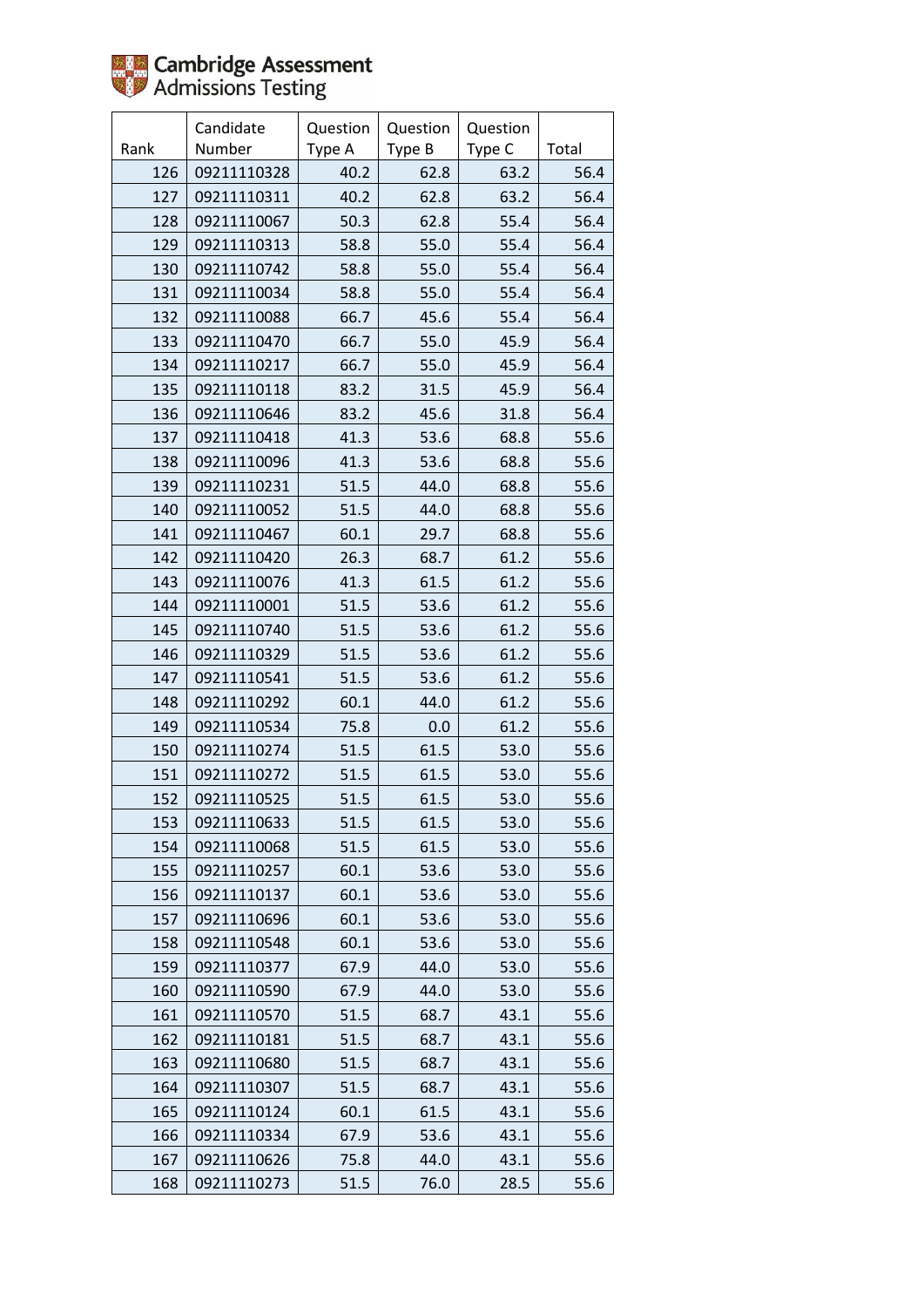| Rank | Candidate Number | Question Type A | Question Type B | Question Type C | Total |
|---|---|---|---|---|---|
| 126 | 09211110328 | 40.2 | 62.8 | 63.2 | 56.4 |
| 127 | 09211110311 | 40.2 | 62.8 | 63.2 | 56.4 |
| 128 | 09211110067 | 50.3 | 62.8 | 55.4 | 56.4 |
| 129 | 09211110313 | 58.8 | 55.0 | 55.4 | 56.4 |
| 130 | 09211110742 | 58.8 | 55.0 | 55.4 | 56.4 |
| 131 | 09211110034 | 58.8 | 55.0 | 55.4 | 56.4 |
| 132 | 09211110088 | 66.7 | 45.6 | 55.4 | 56.4 |
| 133 | 09211110470 | 66.7 | 55.0 | 45.9 | 56.4 |
| 134 | 09211110217 | 66.7 | 55.0 | 45.9 | 56.4 |
| 135 | 09211110118 | 83.2 | 31.5 | 45.9 | 56.4 |
| 136 | 09211110646 | 83.2 | 45.6 | 31.8 | 56.4 |
| 137 | 09211110418 | 41.3 | 53.6 | 68.8 | 55.6 |
| 138 | 09211110096 | 41.3 | 53.6 | 68.8 | 55.6 |
| 139 | 09211110231 | 51.5 | 44.0 | 68.8 | 55.6 |
| 140 | 09211110052 | 51.5 | 44.0 | 68.8 | 55.6 |
| 141 | 09211110467 | 60.1 | 29.7 | 68.8 | 55.6 |
| 142 | 09211110420 | 26.3 | 68.7 | 61.2 | 55.6 |
| 143 | 09211110076 | 41.3 | 61.5 | 61.2 | 55.6 |
| 144 | 09211110001 | 51.5 | 53.6 | 61.2 | 55.6 |
| 145 | 09211110740 | 51.5 | 53.6 | 61.2 | 55.6 |
| 146 | 09211110329 | 51.5 | 53.6 | 61.2 | 55.6 |
| 147 | 09211110541 | 51.5 | 53.6 | 61.2 | 55.6 |
| 148 | 09211110292 | 60.1 | 44.0 | 61.2 | 55.6 |
| 149 | 09211110534 | 75.8 | 0.0 | 61.2 | 55.6 |
| 150 | 09211110274 | 51.5 | 61.5 | 53.0 | 55.6 |
| 151 | 09211110272 | 51.5 | 61.5 | 53.0 | 55.6 |
| 152 | 09211110525 | 51.5 | 61.5 | 53.0 | 55.6 |
| 153 | 09211110633 | 51.5 | 61.5 | 53.0 | 55.6 |
| 154 | 09211110068 | 51.5 | 61.5 | 53.0 | 55.6 |
| 155 | 09211110257 | 60.1 | 53.6 | 53.0 | 55.6 |
| 156 | 09211110137 | 60.1 | 53.6 | 53.0 | 55.6 |
| 157 | 09211110696 | 60.1 | 53.6 | 53.0 | 55.6 |
| 158 | 09211110548 | 60.1 | 53.6 | 53.0 | 55.6 |
| 159 | 09211110377 | 67.9 | 44.0 | 53.0 | 55.6 |
| 160 | 09211110590 | 67.9 | 44.0 | 53.0 | 55.6 |
| 161 | 09211110570 | 51.5 | 68.7 | 43.1 | 55.6 |
| 162 | 09211110181 | 51.5 | 68.7 | 43.1 | 55.6 |
| 163 | 09211110680 | 51.5 | 68.7 | 43.1 | 55.6 |
| 164 | 09211110307 | 51.5 | 68.7 | 43.1 | 55.6 |
| 165 | 09211110124 | 60.1 | 61.5 | 43.1 | 55.6 |
| 166 | 09211110334 | 67.9 | 53.6 | 43.1 | 55.6 |
| 167 | 09211110626 | 75.8 | 44.0 | 43.1 | 55.6 |
| 168 | 09211110273 | 51.5 | 76.0 | 28.5 | 55.6 |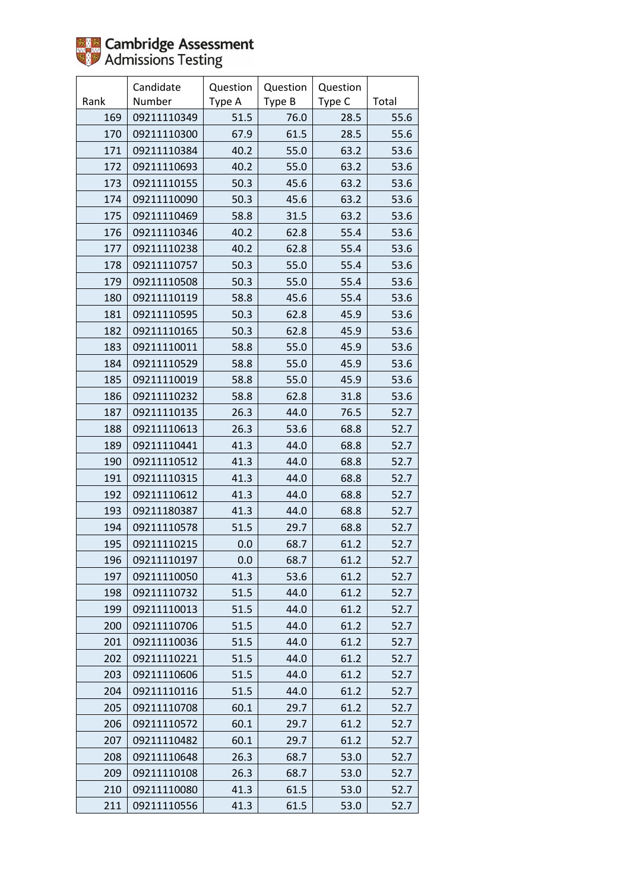Cambridge Assessment Admissions Testing

| Rank | Candidate Number | Question Type A | Question Type B | Question Type C | Total |
|---|---|---|---|---|---|
| 169 | 09211110349 | 51.5 | 76.0 | 28.5 | 55.6 |
| 170 | 09211110300 | 67.9 | 61.5 | 28.5 | 55.6 |
| 171 | 09211110384 | 40.2 | 55.0 | 63.2 | 53.6 |
| 172 | 09211110693 | 40.2 | 55.0 | 63.2 | 53.6 |
| 173 | 09211110155 | 50.3 | 45.6 | 63.2 | 53.6 |
| 174 | 09211110090 | 50.3 | 45.6 | 63.2 | 53.6 |
| 175 | 09211110469 | 58.8 | 31.5 | 63.2 | 53.6 |
| 176 | 09211110346 | 40.2 | 62.8 | 55.4 | 53.6 |
| 177 | 09211110238 | 40.2 | 62.8 | 55.4 | 53.6 |
| 178 | 09211110757 | 50.3 | 55.0 | 55.4 | 53.6 |
| 179 | 09211110508 | 50.3 | 55.0 | 55.4 | 53.6 |
| 180 | 09211110119 | 58.8 | 45.6 | 55.4 | 53.6 |
| 181 | 09211110595 | 50.3 | 62.8 | 45.9 | 53.6 |
| 182 | 09211110165 | 50.3 | 62.8 | 45.9 | 53.6 |
| 183 | 09211110011 | 58.8 | 55.0 | 45.9 | 53.6 |
| 184 | 09211110529 | 58.8 | 55.0 | 45.9 | 53.6 |
| 185 | 09211110019 | 58.8 | 55.0 | 45.9 | 53.6 |
| 186 | 09211110232 | 58.8 | 62.8 | 31.8 | 53.6 |
| 187 | 09211110135 | 26.3 | 44.0 | 76.5 | 52.7 |
| 188 | 09211110613 | 26.3 | 53.6 | 68.8 | 52.7 |
| 189 | 09211110441 | 41.3 | 44.0 | 68.8 | 52.7 |
| 190 | 09211110512 | 41.3 | 44.0 | 68.8 | 52.7 |
| 191 | 09211110315 | 41.3 | 44.0 | 68.8 | 52.7 |
| 192 | 09211110612 | 41.3 | 44.0 | 68.8 | 52.7 |
| 193 | 09211180387 | 41.3 | 44.0 | 68.8 | 52.7 |
| 194 | 09211110578 | 51.5 | 29.7 | 68.8 | 52.7 |
| 195 | 09211110215 | 0.0 | 68.7 | 61.2 | 52.7 |
| 196 | 09211110197 | 0.0 | 68.7 | 61.2 | 52.7 |
| 197 | 09211110050 | 41.3 | 53.6 | 61.2 | 52.7 |
| 198 | 09211110732 | 51.5 | 44.0 | 61.2 | 52.7 |
| 199 | 09211110013 | 51.5 | 44.0 | 61.2 | 52.7 |
| 200 | 09211110706 | 51.5 | 44.0 | 61.2 | 52.7 |
| 201 | 09211110036 | 51.5 | 44.0 | 61.2 | 52.7 |
| 202 | 09211110221 | 51.5 | 44.0 | 61.2 | 52.7 |
| 203 | 09211110606 | 51.5 | 44.0 | 61.2 | 52.7 |
| 204 | 09211110116 | 51.5 | 44.0 | 61.2 | 52.7 |
| 205 | 09211110708 | 60.1 | 29.7 | 61.2 | 52.7 |
| 206 | 09211110572 | 60.1 | 29.7 | 61.2 | 52.7 |
| 207 | 09211110482 | 60.1 | 29.7 | 61.2 | 52.7 |
| 208 | 09211110648 | 26.3 | 68.7 | 53.0 | 52.7 |
| 209 | 09211110108 | 26.3 | 68.7 | 53.0 | 52.7 |
| 210 | 09211110080 | 41.3 | 61.5 | 53.0 | 52.7 |
| 211 | 09211110556 | 41.3 | 61.5 | 53.0 | 52.7 |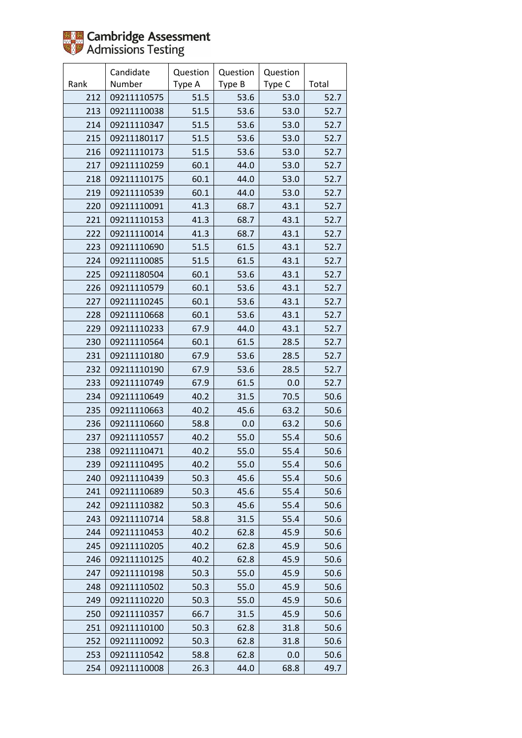Cambridge Assessment Admissions Testing

| Rank | Candidate Number | Question Type A | Question Type B | Question Type C | Total |
|---|---|---|---|---|---|
| 212 | 09211110575 | 51.5 | 53.6 | 53.0 | 52.7 |
| 213 | 09211110038 | 51.5 | 53.6 | 53.0 | 52.7 |
| 214 | 09211110347 | 51.5 | 53.6 | 53.0 | 52.7 |
| 215 | 09211180117 | 51.5 | 53.6 | 53.0 | 52.7 |
| 216 | 09211110173 | 51.5 | 53.6 | 53.0 | 52.7 |
| 217 | 09211110259 | 60.1 | 44.0 | 53.0 | 52.7 |
| 218 | 09211110175 | 60.1 | 44.0 | 53.0 | 52.7 |
| 219 | 09211110539 | 60.1 | 44.0 | 53.0 | 52.7 |
| 220 | 09211110091 | 41.3 | 68.7 | 43.1 | 52.7 |
| 221 | 09211110153 | 41.3 | 68.7 | 43.1 | 52.7 |
| 222 | 09211110014 | 41.3 | 68.7 | 43.1 | 52.7 |
| 223 | 09211110690 | 51.5 | 61.5 | 43.1 | 52.7 |
| 224 | 09211110085 | 51.5 | 61.5 | 43.1 | 52.7 |
| 225 | 09211180504 | 60.1 | 53.6 | 43.1 | 52.7 |
| 226 | 09211110579 | 60.1 | 53.6 | 43.1 | 52.7 |
| 227 | 09211110245 | 60.1 | 53.6 | 43.1 | 52.7 |
| 228 | 09211110668 | 60.1 | 53.6 | 43.1 | 52.7 |
| 229 | 09211110233 | 67.9 | 44.0 | 43.1 | 52.7 |
| 230 | 09211110564 | 60.1 | 61.5 | 28.5 | 52.7 |
| 231 | 09211110180 | 67.9 | 53.6 | 28.5 | 52.7 |
| 232 | 09211110190 | 67.9 | 53.6 | 28.5 | 52.7 |
| 233 | 09211110749 | 67.9 | 61.5 | 0.0 | 52.7 |
| 234 | 09211110649 | 40.2 | 31.5 | 70.5 | 50.6 |
| 235 | 09211110663 | 40.2 | 45.6 | 63.2 | 50.6 |
| 236 | 09211110660 | 58.8 | 0.0 | 63.2 | 50.6 |
| 237 | 09211110557 | 40.2 | 55.0 | 55.4 | 50.6 |
| 238 | 09211110471 | 40.2 | 55.0 | 55.4 | 50.6 |
| 239 | 09211110495 | 40.2 | 55.0 | 55.4 | 50.6 |
| 240 | 09211110439 | 50.3 | 45.6 | 55.4 | 50.6 |
| 241 | 09211110689 | 50.3 | 45.6 | 55.4 | 50.6 |
| 242 | 09211110382 | 50.3 | 45.6 | 55.4 | 50.6 |
| 243 | 09211110714 | 58.8 | 31.5 | 55.4 | 50.6 |
| 244 | 09211110453 | 40.2 | 62.8 | 45.9 | 50.6 |
| 245 | 09211110205 | 40.2 | 62.8 | 45.9 | 50.6 |
| 246 | 09211110125 | 40.2 | 62.8 | 45.9 | 50.6 |
| 247 | 09211110198 | 50.3 | 55.0 | 45.9 | 50.6 |
| 248 | 09211110502 | 50.3 | 55.0 | 45.9 | 50.6 |
| 249 | 09211110220 | 50.3 | 55.0 | 45.9 | 50.6 |
| 250 | 09211110357 | 66.7 | 31.5 | 45.9 | 50.6 |
| 251 | 09211110100 | 50.3 | 62.8 | 31.8 | 50.6 |
| 252 | 09211110092 | 50.3 | 62.8 | 31.8 | 50.6 |
| 253 | 09211110542 | 58.8 | 62.8 | 0.0 | 50.6 |
| 254 | 09211110008 | 26.3 | 44.0 | 68.8 | 49.7 |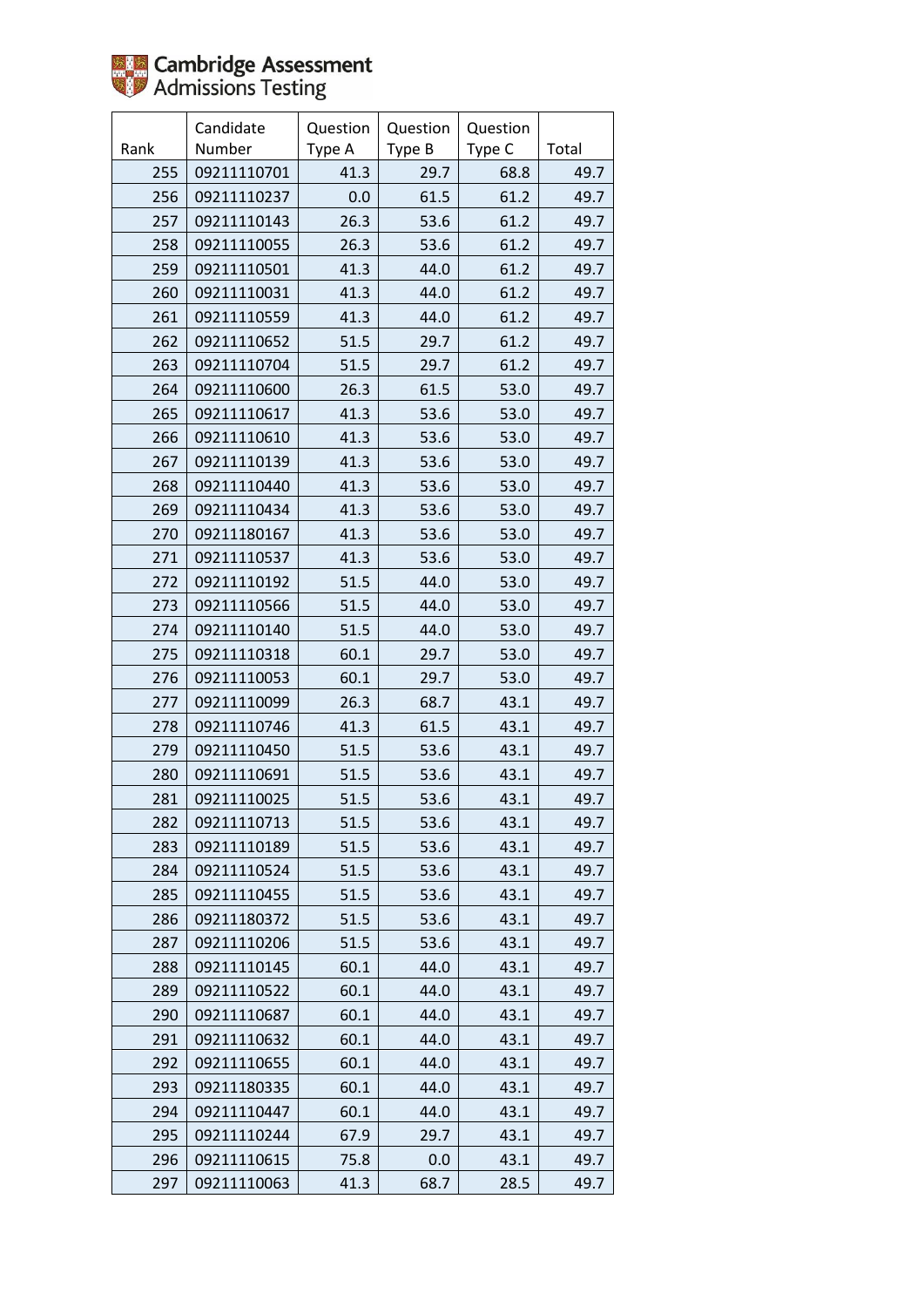| Rank | Candidate Number | Question Type A | Question Type B | Question Type C | Total |
|---|---|---|---|---|---|
| 255 | 09211110701 | 41.3 | 29.7 | 68.8 | 49.7 |
| 256 | 09211110237 | 0.0 | 61.5 | 61.2 | 49.7 |
| 257 | 09211110143 | 26.3 | 53.6 | 61.2 | 49.7 |
| 258 | 09211110055 | 26.3 | 53.6 | 61.2 | 49.7 |
| 259 | 09211110501 | 41.3 | 44.0 | 61.2 | 49.7 |
| 260 | 09211110031 | 41.3 | 44.0 | 61.2 | 49.7 |
| 261 | 09211110559 | 41.3 | 44.0 | 61.2 | 49.7 |
| 262 | 09211110652 | 51.5 | 29.7 | 61.2 | 49.7 |
| 263 | 09211110704 | 51.5 | 29.7 | 61.2 | 49.7 |
| 264 | 09211110600 | 26.3 | 61.5 | 53.0 | 49.7 |
| 265 | 09211110617 | 41.3 | 53.6 | 53.0 | 49.7 |
| 266 | 09211110610 | 41.3 | 53.6 | 53.0 | 49.7 |
| 267 | 09211110139 | 41.3 | 53.6 | 53.0 | 49.7 |
| 268 | 09211110440 | 41.3 | 53.6 | 53.0 | 49.7 |
| 269 | 09211110434 | 41.3 | 53.6 | 53.0 | 49.7 |
| 270 | 09211180167 | 41.3 | 53.6 | 53.0 | 49.7 |
| 271 | 09211110537 | 41.3 | 53.6 | 53.0 | 49.7 |
| 272 | 09211110192 | 51.5 | 44.0 | 53.0 | 49.7 |
| 273 | 09211110566 | 51.5 | 44.0 | 53.0 | 49.7 |
| 274 | 09211110140 | 51.5 | 44.0 | 53.0 | 49.7 |
| 275 | 09211110318 | 60.1 | 29.7 | 53.0 | 49.7 |
| 276 | 09211110053 | 60.1 | 29.7 | 53.0 | 49.7 |
| 277 | 09211110099 | 26.3 | 68.7 | 43.1 | 49.7 |
| 278 | 09211110746 | 41.3 | 61.5 | 43.1 | 49.7 |
| 279 | 09211110450 | 51.5 | 53.6 | 43.1 | 49.7 |
| 280 | 09211110691 | 51.5 | 53.6 | 43.1 | 49.7 |
| 281 | 09211110025 | 51.5 | 53.6 | 43.1 | 49.7 |
| 282 | 09211110713 | 51.5 | 53.6 | 43.1 | 49.7 |
| 283 | 09211110189 | 51.5 | 53.6 | 43.1 | 49.7 |
| 284 | 09211110524 | 51.5 | 53.6 | 43.1 | 49.7 |
| 285 | 09211110455 | 51.5 | 53.6 | 43.1 | 49.7 |
| 286 | 09211180372 | 51.5 | 53.6 | 43.1 | 49.7 |
| 287 | 09211110206 | 51.5 | 53.6 | 43.1 | 49.7 |
| 288 | 09211110145 | 60.1 | 44.0 | 43.1 | 49.7 |
| 289 | 09211110522 | 60.1 | 44.0 | 43.1 | 49.7 |
| 290 | 09211110687 | 60.1 | 44.0 | 43.1 | 49.7 |
| 291 | 09211110632 | 60.1 | 44.0 | 43.1 | 49.7 |
| 292 | 09211110655 | 60.1 | 44.0 | 43.1 | 49.7 |
| 293 | 09211180335 | 60.1 | 44.0 | 43.1 | 49.7 |
| 294 | 09211110447 | 60.1 | 44.0 | 43.1 | 49.7 |
| 295 | 09211110244 | 67.9 | 29.7 | 43.1 | 49.7 |
| 296 | 09211110615 | 75.8 | 0.0 | 43.1 | 49.7 |
| 297 | 09211110063 | 41.3 | 68.7 | 28.5 | 49.7 |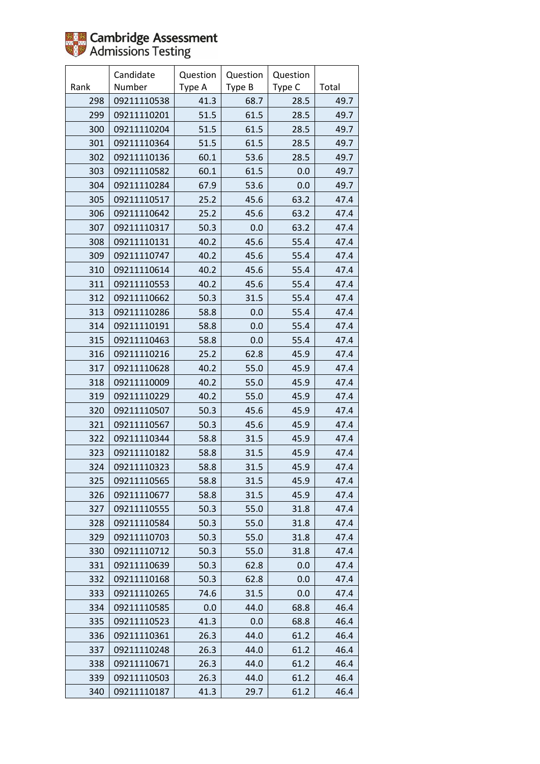Cambridge Assessment Admissions Testing

| Rank | Candidate Number | Question Type A | Question Type B | Question Type C | Total |
|---|---|---|---|---|---|
| 298 | 09211110538 | 41.3 | 68.7 | 28.5 | 49.7 |
| 299 | 09211110201 | 51.5 | 61.5 | 28.5 | 49.7 |
| 300 | 09211110204 | 51.5 | 61.5 | 28.5 | 49.7 |
| 301 | 09211110364 | 51.5 | 61.5 | 28.5 | 49.7 |
| 302 | 09211110136 | 60.1 | 53.6 | 28.5 | 49.7 |
| 303 | 09211110582 | 60.1 | 61.5 | 0.0 | 49.7 |
| 304 | 09211110284 | 67.9 | 53.6 | 0.0 | 49.7 |
| 305 | 09211110517 | 25.2 | 45.6 | 63.2 | 47.4 |
| 306 | 09211110642 | 25.2 | 45.6 | 63.2 | 47.4 |
| 307 | 09211110317 | 50.3 | 0.0 | 63.2 | 47.4 |
| 308 | 09211110131 | 40.2 | 45.6 | 55.4 | 47.4 |
| 309 | 09211110747 | 40.2 | 45.6 | 55.4 | 47.4 |
| 310 | 09211110614 | 40.2 | 45.6 | 55.4 | 47.4 |
| 311 | 09211110553 | 40.2 | 45.6 | 55.4 | 47.4 |
| 312 | 09211110662 | 50.3 | 31.5 | 55.4 | 47.4 |
| 313 | 09211110286 | 58.8 | 0.0 | 55.4 | 47.4 |
| 314 | 09211110191 | 58.8 | 0.0 | 55.4 | 47.4 |
| 315 | 09211110463 | 58.8 | 0.0 | 55.4 | 47.4 |
| 316 | 09211110216 | 25.2 | 62.8 | 45.9 | 47.4 |
| 317 | 09211110628 | 40.2 | 55.0 | 45.9 | 47.4 |
| 318 | 09211110009 | 40.2 | 55.0 | 45.9 | 47.4 |
| 319 | 09211110229 | 40.2 | 55.0 | 45.9 | 47.4 |
| 320 | 09211110507 | 50.3 | 45.6 | 45.9 | 47.4 |
| 321 | 09211110567 | 50.3 | 45.6 | 45.9 | 47.4 |
| 322 | 09211110344 | 58.8 | 31.5 | 45.9 | 47.4 |
| 323 | 09211110182 | 58.8 | 31.5 | 45.9 | 47.4 |
| 324 | 09211110323 | 58.8 | 31.5 | 45.9 | 47.4 |
| 325 | 09211110565 | 58.8 | 31.5 | 45.9 | 47.4 |
| 326 | 09211110677 | 58.8 | 31.5 | 45.9 | 47.4 |
| 327 | 09211110555 | 50.3 | 55.0 | 31.8 | 47.4 |
| 328 | 09211110584 | 50.3 | 55.0 | 31.8 | 47.4 |
| 329 | 09211110703 | 50.3 | 55.0 | 31.8 | 47.4 |
| 330 | 09211110712 | 50.3 | 55.0 | 31.8 | 47.4 |
| 331 | 09211110639 | 50.3 | 62.8 | 0.0 | 47.4 |
| 332 | 09211110168 | 50.3 | 62.8 | 0.0 | 47.4 |
| 333 | 09211110265 | 74.6 | 31.5 | 0.0 | 47.4 |
| 334 | 09211110585 | 0.0 | 44.0 | 68.8 | 46.4 |
| 335 | 09211110523 | 41.3 | 0.0 | 68.8 | 46.4 |
| 336 | 09211110361 | 26.3 | 44.0 | 61.2 | 46.4 |
| 337 | 09211110248 | 26.3 | 44.0 | 61.2 | 46.4 |
| 338 | 09211110671 | 26.3 | 44.0 | 61.2 | 46.4 |
| 339 | 09211110503 | 26.3 | 44.0 | 61.2 | 46.4 |
| 340 | 09211110187 | 41.3 | 29.7 | 61.2 | 46.4 |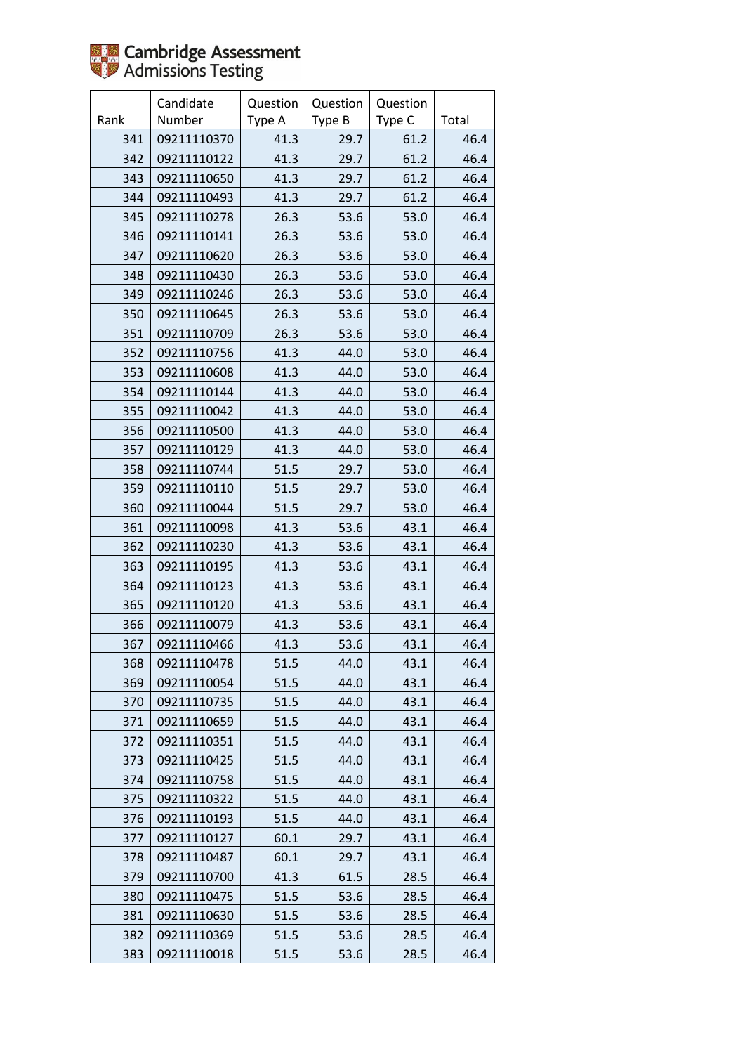| Rank | Candidate Number | Question Type A | Question Type B | Question Type C | Total |
|---|---|---|---|---|---|
| 341 | 09211110370 | 41.3 | 29.7 | 61.2 | 46.4 |
| 342 | 09211110122 | 41.3 | 29.7 | 61.2 | 46.4 |
| 343 | 09211110650 | 41.3 | 29.7 | 61.2 | 46.4 |
| 344 | 09211110493 | 41.3 | 29.7 | 61.2 | 46.4 |
| 345 | 09211110278 | 26.3 | 53.6 | 53.0 | 46.4 |
| 346 | 09211110141 | 26.3 | 53.6 | 53.0 | 46.4 |
| 347 | 09211110620 | 26.3 | 53.6 | 53.0 | 46.4 |
| 348 | 09211110430 | 26.3 | 53.6 | 53.0 | 46.4 |
| 349 | 09211110246 | 26.3 | 53.6 | 53.0 | 46.4 |
| 350 | 09211110645 | 26.3 | 53.6 | 53.0 | 46.4 |
| 351 | 09211110709 | 26.3 | 53.6 | 53.0 | 46.4 |
| 352 | 09211110756 | 41.3 | 44.0 | 53.0 | 46.4 |
| 353 | 09211110608 | 41.3 | 44.0 | 53.0 | 46.4 |
| 354 | 09211110144 | 41.3 | 44.0 | 53.0 | 46.4 |
| 355 | 09211110042 | 41.3 | 44.0 | 53.0 | 46.4 |
| 356 | 09211110500 | 41.3 | 44.0 | 53.0 | 46.4 |
| 357 | 09211110129 | 41.3 | 44.0 | 53.0 | 46.4 |
| 358 | 09211110744 | 51.5 | 29.7 | 53.0 | 46.4 |
| 359 | 09211110110 | 51.5 | 29.7 | 53.0 | 46.4 |
| 360 | 09211110044 | 51.5 | 29.7 | 53.0 | 46.4 |
| 361 | 09211110098 | 41.3 | 53.6 | 43.1 | 46.4 |
| 362 | 09211110230 | 41.3 | 53.6 | 43.1 | 46.4 |
| 363 | 09211110195 | 41.3 | 53.6 | 43.1 | 46.4 |
| 364 | 09211110123 | 41.3 | 53.6 | 43.1 | 46.4 |
| 365 | 09211110120 | 41.3 | 53.6 | 43.1 | 46.4 |
| 366 | 09211110079 | 41.3 | 53.6 | 43.1 | 46.4 |
| 367 | 09211110466 | 41.3 | 53.6 | 43.1 | 46.4 |
| 368 | 09211110478 | 51.5 | 44.0 | 43.1 | 46.4 |
| 369 | 09211110054 | 51.5 | 44.0 | 43.1 | 46.4 |
| 370 | 09211110735 | 51.5 | 44.0 | 43.1 | 46.4 |
| 371 | 09211110659 | 51.5 | 44.0 | 43.1 | 46.4 |
| 372 | 09211110351 | 51.5 | 44.0 | 43.1 | 46.4 |
| 373 | 09211110425 | 51.5 | 44.0 | 43.1 | 46.4 |
| 374 | 09211110758 | 51.5 | 44.0 | 43.1 | 46.4 |
| 375 | 09211110322 | 51.5 | 44.0 | 43.1 | 46.4 |
| 376 | 09211110193 | 51.5 | 44.0 | 43.1 | 46.4 |
| 377 | 09211110127 | 60.1 | 29.7 | 43.1 | 46.4 |
| 378 | 09211110487 | 60.1 | 29.7 | 43.1 | 46.4 |
| 379 | 09211110700 | 41.3 | 61.5 | 28.5 | 46.4 |
| 380 | 09211110475 | 51.5 | 53.6 | 28.5 | 46.4 |
| 381 | 09211110630 | 51.5 | 53.6 | 28.5 | 46.4 |
| 382 | 09211110369 | 51.5 | 53.6 | 28.5 | 46.4 |
| 383 | 09211110018 | 51.5 | 53.6 | 28.5 | 46.4 |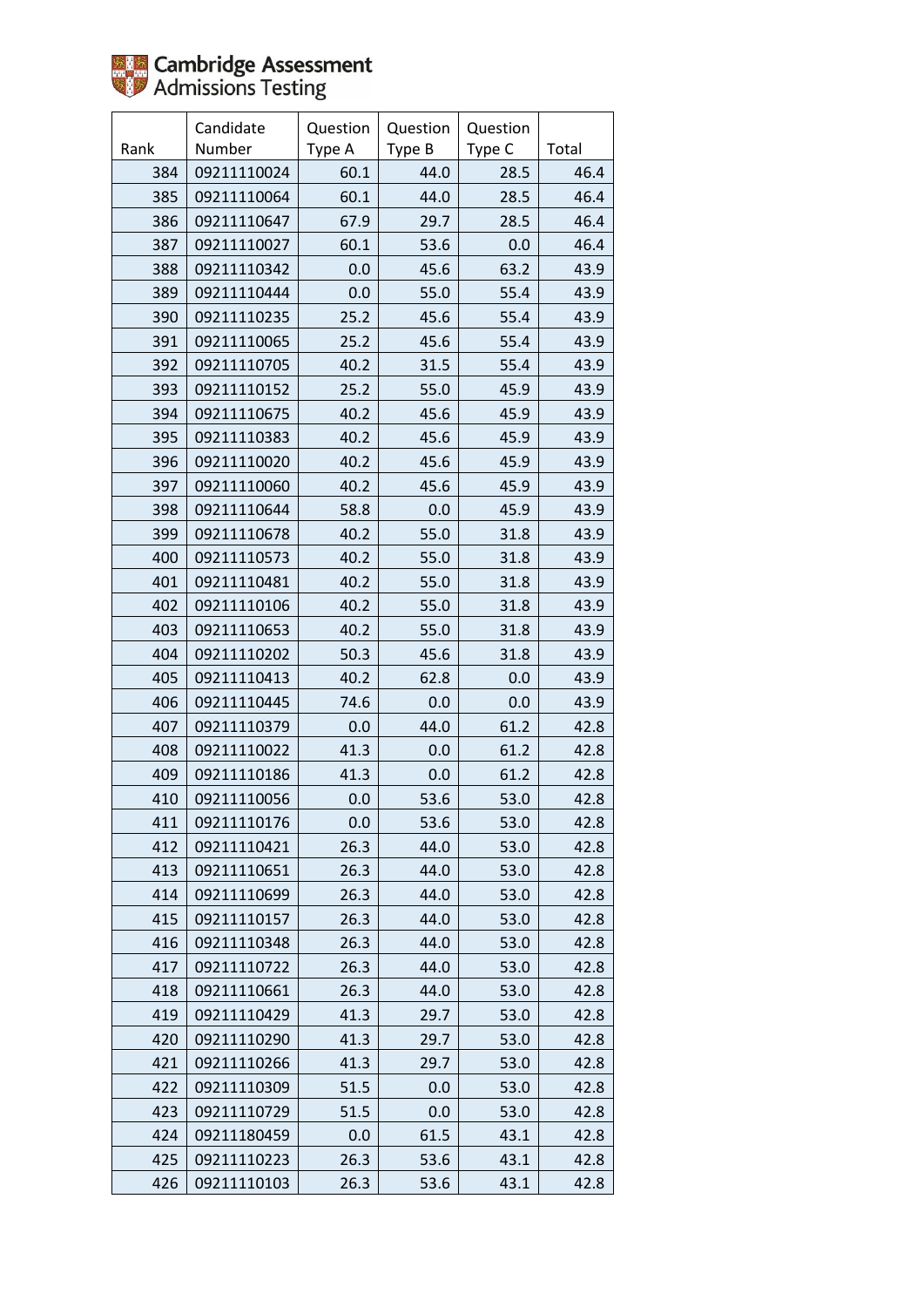| Rank | Candidate Number | Question Type A | Question Type B | Question Type C | Total |
|---|---|---|---|---|---|
| 384 | 09211110024 | 60.1 | 44.0 | 28.5 | 46.4 |
| 385 | 09211110064 | 60.1 | 44.0 | 28.5 | 46.4 |
| 386 | 09211110647 | 67.9 | 29.7 | 28.5 | 46.4 |
| 387 | 09211110027 | 60.1 | 53.6 | 0.0 | 46.4 |
| 388 | 09211110342 | 0.0 | 45.6 | 63.2 | 43.9 |
| 389 | 09211110444 | 0.0 | 55.0 | 55.4 | 43.9 |
| 390 | 09211110235 | 25.2 | 45.6 | 55.4 | 43.9 |
| 391 | 09211110065 | 25.2 | 45.6 | 55.4 | 43.9 |
| 392 | 09211110705 | 40.2 | 31.5 | 55.4 | 43.9 |
| 393 | 09211110152 | 25.2 | 55.0 | 45.9 | 43.9 |
| 394 | 09211110675 | 40.2 | 45.6 | 45.9 | 43.9 |
| 395 | 09211110383 | 40.2 | 45.6 | 45.9 | 43.9 |
| 396 | 09211110020 | 40.2 | 45.6 | 45.9 | 43.9 |
| 397 | 09211110060 | 40.2 | 45.6 | 45.9 | 43.9 |
| 398 | 09211110644 | 58.8 | 0.0 | 45.9 | 43.9 |
| 399 | 09211110678 | 40.2 | 55.0 | 31.8 | 43.9 |
| 400 | 09211110573 | 40.2 | 55.0 | 31.8 | 43.9 |
| 401 | 09211110481 | 40.2 | 55.0 | 31.8 | 43.9 |
| 402 | 09211110106 | 40.2 | 55.0 | 31.8 | 43.9 |
| 403 | 09211110653 | 40.2 | 55.0 | 31.8 | 43.9 |
| 404 | 09211110202 | 50.3 | 45.6 | 31.8 | 43.9 |
| 405 | 09211110413 | 40.2 | 62.8 | 0.0 | 43.9 |
| 406 | 09211110445 | 74.6 | 0.0 | 0.0 | 43.9 |
| 407 | 09211110379 | 0.0 | 44.0 | 61.2 | 42.8 |
| 408 | 09211110022 | 41.3 | 0.0 | 61.2 | 42.8 |
| 409 | 09211110186 | 41.3 | 0.0 | 61.2 | 42.8 |
| 410 | 09211110056 | 0.0 | 53.6 | 53.0 | 42.8 |
| 411 | 09211110176 | 0.0 | 53.6 | 53.0 | 42.8 |
| 412 | 09211110421 | 26.3 | 44.0 | 53.0 | 42.8 |
| 413 | 09211110651 | 26.3 | 44.0 | 53.0 | 42.8 |
| 414 | 09211110699 | 26.3 | 44.0 | 53.0 | 42.8 |
| 415 | 09211110157 | 26.3 | 44.0 | 53.0 | 42.8 |
| 416 | 09211110348 | 26.3 | 44.0 | 53.0 | 42.8 |
| 417 | 09211110722 | 26.3 | 44.0 | 53.0 | 42.8 |
| 418 | 09211110661 | 26.3 | 44.0 | 53.0 | 42.8 |
| 419 | 09211110429 | 41.3 | 29.7 | 53.0 | 42.8 |
| 420 | 09211110290 | 41.3 | 29.7 | 53.0 | 42.8 |
| 421 | 09211110266 | 41.3 | 29.7 | 53.0 | 42.8 |
| 422 | 09211110309 | 51.5 | 0.0 | 53.0 | 42.8 |
| 423 | 09211110729 | 51.5 | 0.0 | 53.0 | 42.8 |
| 424 | 09211180459 | 0.0 | 61.5 | 43.1 | 42.8 |
| 425 | 09211110223 | 26.3 | 53.6 | 43.1 | 42.8 |
| 426 | 09211110103 | 26.3 | 53.6 | 43.1 | 42.8 |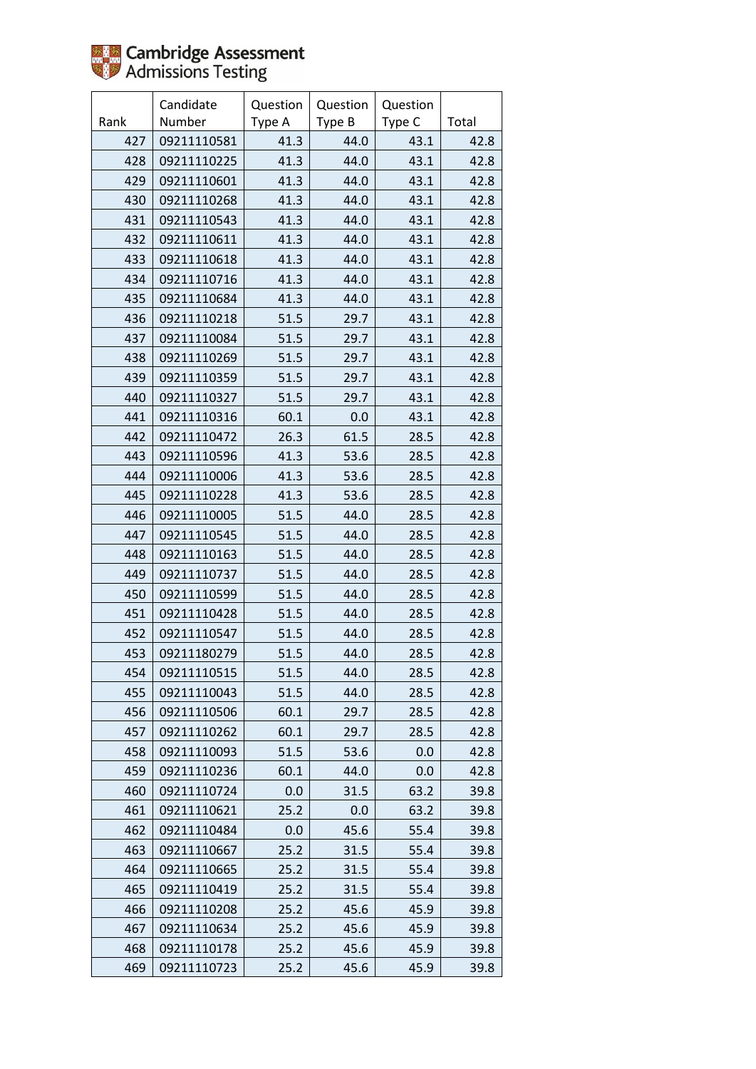Cambridge Assessment Admissions Testing

| Rank | Candidate Number | Question Type A | Question Type B | Question Type C | Total |
|---|---|---|---|---|---|
| 427 | 09211110581 | 41.3 | 44.0 | 43.1 | 42.8 |
| 428 | 09211110225 | 41.3 | 44.0 | 43.1 | 42.8 |
| 429 | 09211110601 | 41.3 | 44.0 | 43.1 | 42.8 |
| 430 | 09211110268 | 41.3 | 44.0 | 43.1 | 42.8 |
| 431 | 09211110543 | 41.3 | 44.0 | 43.1 | 42.8 |
| 432 | 09211110611 | 41.3 | 44.0 | 43.1 | 42.8 |
| 433 | 09211110618 | 41.3 | 44.0 | 43.1 | 42.8 |
| 434 | 09211110716 | 41.3 | 44.0 | 43.1 | 42.8 |
| 435 | 09211110684 | 41.3 | 44.0 | 43.1 | 42.8 |
| 436 | 09211110218 | 51.5 | 29.7 | 43.1 | 42.8 |
| 437 | 09211110084 | 51.5 | 29.7 | 43.1 | 42.8 |
| 438 | 09211110269 | 51.5 | 29.7 | 43.1 | 42.8 |
| 439 | 09211110359 | 51.5 | 29.7 | 43.1 | 42.8 |
| 440 | 09211110327 | 51.5 | 29.7 | 43.1 | 42.8 |
| 441 | 09211110316 | 60.1 | 0.0 | 43.1 | 42.8 |
| 442 | 09211110472 | 26.3 | 61.5 | 28.5 | 42.8 |
| 443 | 09211110596 | 41.3 | 53.6 | 28.5 | 42.8 |
| 444 | 09211110006 | 41.3 | 53.6 | 28.5 | 42.8 |
| 445 | 09211110228 | 41.3 | 53.6 | 28.5 | 42.8 |
| 446 | 09211110005 | 51.5 | 44.0 | 28.5 | 42.8 |
| 447 | 09211110545 | 51.5 | 44.0 | 28.5 | 42.8 |
| 448 | 09211110163 | 51.5 | 44.0 | 28.5 | 42.8 |
| 449 | 09211110737 | 51.5 | 44.0 | 28.5 | 42.8 |
| 450 | 09211110599 | 51.5 | 44.0 | 28.5 | 42.8 |
| 451 | 09211110428 | 51.5 | 44.0 | 28.5 | 42.8 |
| 452 | 09211110547 | 51.5 | 44.0 | 28.5 | 42.8 |
| 453 | 09211180279 | 51.5 | 44.0 | 28.5 | 42.8 |
| 454 | 09211110515 | 51.5 | 44.0 | 28.5 | 42.8 |
| 455 | 09211110043 | 51.5 | 44.0 | 28.5 | 42.8 |
| 456 | 09211110506 | 60.1 | 29.7 | 28.5 | 42.8 |
| 457 | 09211110262 | 60.1 | 29.7 | 28.5 | 42.8 |
| 458 | 09211110093 | 51.5 | 53.6 | 0.0 | 42.8 |
| 459 | 09211110236 | 60.1 | 44.0 | 0.0 | 42.8 |
| 460 | 09211110724 | 0.0 | 31.5 | 63.2 | 39.8 |
| 461 | 09211110621 | 25.2 | 0.0 | 63.2 | 39.8 |
| 462 | 09211110484 | 0.0 | 45.6 | 55.4 | 39.8 |
| 463 | 09211110667 | 25.2 | 31.5 | 55.4 | 39.8 |
| 464 | 09211110665 | 25.2 | 31.5 | 55.4 | 39.8 |
| 465 | 09211110419 | 25.2 | 31.5 | 55.4 | 39.8 |
| 466 | 09211110208 | 25.2 | 45.6 | 45.9 | 39.8 |
| 467 | 09211110634 | 25.2 | 45.6 | 45.9 | 39.8 |
| 468 | 09211110178 | 25.2 | 45.6 | 45.9 | 39.8 |
| 469 | 09211110723 | 25.2 | 45.6 | 45.9 | 39.8 |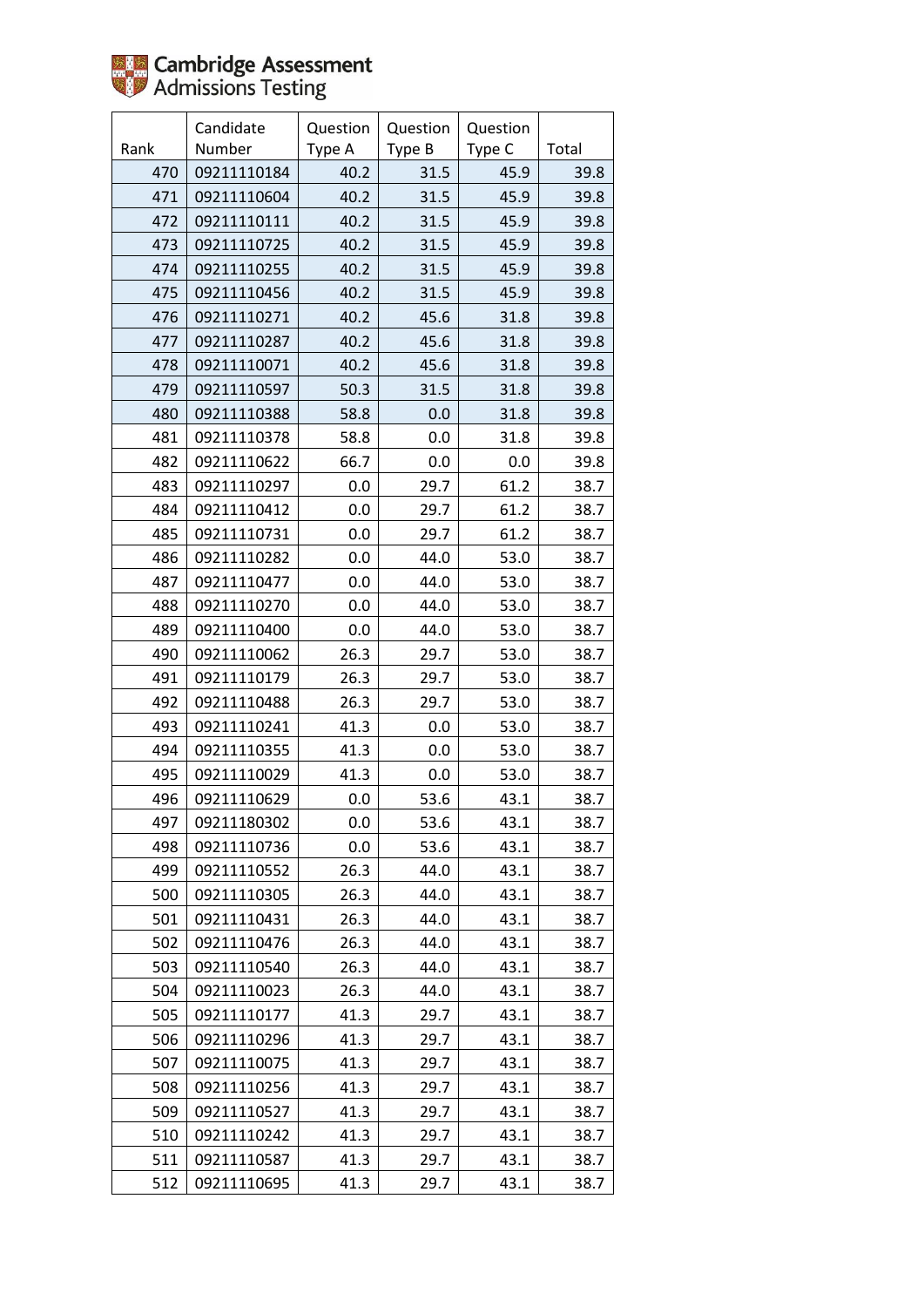| Rank | Candidate Number | Question Type A | Question Type B | Question Type C | Total |
|---|---|---|---|---|---|
| 470 | 09211110184 | 40.2 | 31.5 | 45.9 | 39.8 |
| 471 | 09211110604 | 40.2 | 31.5 | 45.9 | 39.8 |
| 472 | 09211110111 | 40.2 | 31.5 | 45.9 | 39.8 |
| 473 | 09211110725 | 40.2 | 31.5 | 45.9 | 39.8 |
| 474 | 09211110255 | 40.2 | 31.5 | 45.9 | 39.8 |
| 475 | 09211110456 | 40.2 | 31.5 | 45.9 | 39.8 |
| 476 | 09211110271 | 40.2 | 45.6 | 31.8 | 39.8 |
| 477 | 09211110287 | 40.2 | 45.6 | 31.8 | 39.8 |
| 478 | 09211110071 | 40.2 | 45.6 | 31.8 | 39.8 |
| 479 | 09211110597 | 50.3 | 31.5 | 31.8 | 39.8 |
| 480 | 09211110388 | 58.8 | 0.0 | 31.8 | 39.8 |
| 481 | 09211110378 | 58.8 | 0.0 | 31.8 | 39.8 |
| 482 | 09211110622 | 66.7 | 0.0 | 0.0 | 39.8 |
| 483 | 09211110297 | 0.0 | 29.7 | 61.2 | 38.7 |
| 484 | 09211110412 | 0.0 | 29.7 | 61.2 | 38.7 |
| 485 | 09211110731 | 0.0 | 29.7 | 61.2 | 38.7 |
| 486 | 09211110282 | 0.0 | 44.0 | 53.0 | 38.7 |
| 487 | 09211110477 | 0.0 | 44.0 | 53.0 | 38.7 |
| 488 | 09211110270 | 0.0 | 44.0 | 53.0 | 38.7 |
| 489 | 09211110400 | 0.0 | 44.0 | 53.0 | 38.7 |
| 490 | 09211110062 | 26.3 | 29.7 | 53.0 | 38.7 |
| 491 | 09211110179 | 26.3 | 29.7 | 53.0 | 38.7 |
| 492 | 09211110488 | 26.3 | 29.7 | 53.0 | 38.7 |
| 493 | 09211110241 | 41.3 | 0.0 | 53.0 | 38.7 |
| 494 | 09211110355 | 41.3 | 0.0 | 53.0 | 38.7 |
| 495 | 09211110029 | 41.3 | 0.0 | 53.0 | 38.7 |
| 496 | 09211110629 | 0.0 | 53.6 | 43.1 | 38.7 |
| 497 | 09211180302 | 0.0 | 53.6 | 43.1 | 38.7 |
| 498 | 09211110736 | 0.0 | 53.6 | 43.1 | 38.7 |
| 499 | 09211110552 | 26.3 | 44.0 | 43.1 | 38.7 |
| 500 | 09211110305 | 26.3 | 44.0 | 43.1 | 38.7 |
| 501 | 09211110431 | 26.3 | 44.0 | 43.1 | 38.7 |
| 502 | 09211110476 | 26.3 | 44.0 | 43.1 | 38.7 |
| 503 | 09211110540 | 26.3 | 44.0 | 43.1 | 38.7 |
| 504 | 09211110023 | 26.3 | 44.0 | 43.1 | 38.7 |
| 505 | 09211110177 | 41.3 | 29.7 | 43.1 | 38.7 |
| 506 | 09211110296 | 41.3 | 29.7 | 43.1 | 38.7 |
| 507 | 09211110075 | 41.3 | 29.7 | 43.1 | 38.7 |
| 508 | 09211110256 | 41.3 | 29.7 | 43.1 | 38.7 |
| 509 | 09211110527 | 41.3 | 29.7 | 43.1 | 38.7 |
| 510 | 09211110242 | 41.3 | 29.7 | 43.1 | 38.7 |
| 511 | 09211110587 | 41.3 | 29.7 | 43.1 | 38.7 |
| 512 | 09211110695 | 41.3 | 29.7 | 43.1 | 38.7 |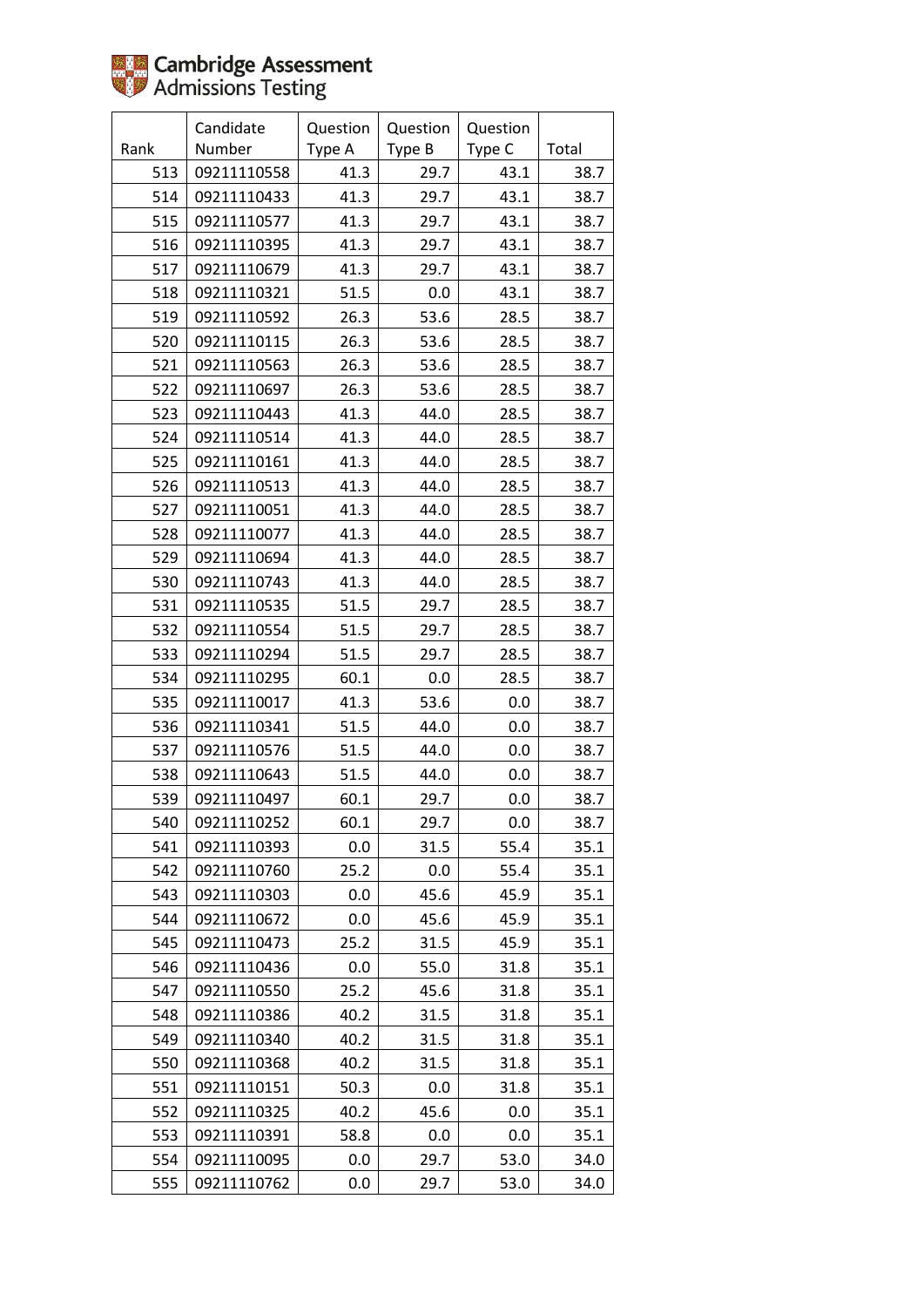| Rank | Candidate Number | Question Type A | Question Type B | Question Type C | Total |
|---|---|---|---|---|---|
| 513 | 09211110558 | 41.3 | 29.7 | 43.1 | 38.7 |
| 514 | 09211110433 | 41.3 | 29.7 | 43.1 | 38.7 |
| 515 | 09211110577 | 41.3 | 29.7 | 43.1 | 38.7 |
| 516 | 09211110395 | 41.3 | 29.7 | 43.1 | 38.7 |
| 517 | 09211110679 | 41.3 | 29.7 | 43.1 | 38.7 |
| 518 | 09211110321 | 51.5 | 0.0 | 43.1 | 38.7 |
| 519 | 09211110592 | 26.3 | 53.6 | 28.5 | 38.7 |
| 520 | 09211110115 | 26.3 | 53.6 | 28.5 | 38.7 |
| 521 | 09211110563 | 26.3 | 53.6 | 28.5 | 38.7 |
| 522 | 09211110697 | 26.3 | 53.6 | 28.5 | 38.7 |
| 523 | 09211110443 | 41.3 | 44.0 | 28.5 | 38.7 |
| 524 | 09211110514 | 41.3 | 44.0 | 28.5 | 38.7 |
| 525 | 09211110161 | 41.3 | 44.0 | 28.5 | 38.7 |
| 526 | 09211110513 | 41.3 | 44.0 | 28.5 | 38.7 |
| 527 | 09211110051 | 41.3 | 44.0 | 28.5 | 38.7 |
| 528 | 09211110077 | 41.3 | 44.0 | 28.5 | 38.7 |
| 529 | 09211110694 | 41.3 | 44.0 | 28.5 | 38.7 |
| 530 | 09211110743 | 41.3 | 44.0 | 28.5 | 38.7 |
| 531 | 09211110535 | 51.5 | 29.7 | 28.5 | 38.7 |
| 532 | 09211110554 | 51.5 | 29.7 | 28.5 | 38.7 |
| 533 | 09211110294 | 51.5 | 29.7 | 28.5 | 38.7 |
| 534 | 09211110295 | 60.1 | 0.0 | 28.5 | 38.7 |
| 535 | 09211110017 | 41.3 | 53.6 | 0.0 | 38.7 |
| 536 | 09211110341 | 51.5 | 44.0 | 0.0 | 38.7 |
| 537 | 09211110576 | 51.5 | 44.0 | 0.0 | 38.7 |
| 538 | 09211110643 | 51.5 | 44.0 | 0.0 | 38.7 |
| 539 | 09211110497 | 60.1 | 29.7 | 0.0 | 38.7 |
| 540 | 09211110252 | 60.1 | 29.7 | 0.0 | 38.7 |
| 541 | 09211110393 | 0.0 | 31.5 | 55.4 | 35.1 |
| 542 | 09211110760 | 25.2 | 0.0 | 55.4 | 35.1 |
| 543 | 09211110303 | 0.0 | 45.6 | 45.9 | 35.1 |
| 544 | 09211110672 | 0.0 | 45.6 | 45.9 | 35.1 |
| 545 | 09211110473 | 25.2 | 31.5 | 45.9 | 35.1 |
| 546 | 09211110436 | 0.0 | 55.0 | 31.8 | 35.1 |
| 547 | 09211110550 | 25.2 | 45.6 | 31.8 | 35.1 |
| 548 | 09211110386 | 40.2 | 31.5 | 31.8 | 35.1 |
| 549 | 09211110340 | 40.2 | 31.5 | 31.8 | 35.1 |
| 550 | 09211110368 | 40.2 | 31.5 | 31.8 | 35.1 |
| 551 | 09211110151 | 50.3 | 0.0 | 31.8 | 35.1 |
| 552 | 09211110325 | 40.2 | 45.6 | 0.0 | 35.1 |
| 553 | 09211110391 | 58.8 | 0.0 | 0.0 | 35.1 |
| 554 | 09211110095 | 0.0 | 29.7 | 53.0 | 34.0 |
| 555 | 09211110762 | 0.0 | 29.7 | 53.0 | 34.0 |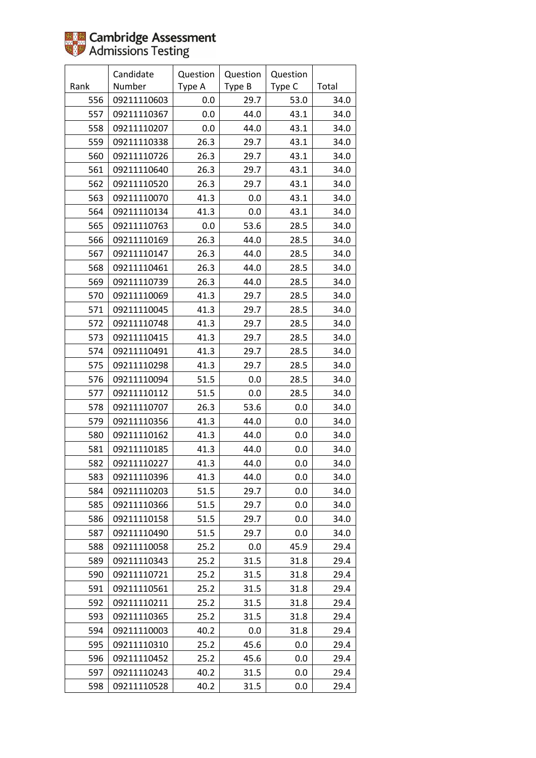Cambridge Assessment
Admissions Testing

| Rank | Candidate Number | Question Type A | Question Type B | Question Type C | Total |
|---|---|---|---|---|---|
| 556 | 09211110603 | 0.0 | 29.7 | 53.0 | 34.0 |
| 557 | 09211110367 | 0.0 | 44.0 | 43.1 | 34.0 |
| 558 | 09211110207 | 0.0 | 44.0 | 43.1 | 34.0 |
| 559 | 09211110338 | 26.3 | 29.7 | 43.1 | 34.0 |
| 560 | 09211110726 | 26.3 | 29.7 | 43.1 | 34.0 |
| 561 | 09211110640 | 26.3 | 29.7 | 43.1 | 34.0 |
| 562 | 09211110520 | 26.3 | 29.7 | 43.1 | 34.0 |
| 563 | 09211110070 | 41.3 | 0.0 | 43.1 | 34.0 |
| 564 | 09211110134 | 41.3 | 0.0 | 43.1 | 34.0 |
| 565 | 09211110763 | 0.0 | 53.6 | 28.5 | 34.0 |
| 566 | 09211110169 | 26.3 | 44.0 | 28.5 | 34.0 |
| 567 | 09211110147 | 26.3 | 44.0 | 28.5 | 34.0 |
| 568 | 09211110461 | 26.3 | 44.0 | 28.5 | 34.0 |
| 569 | 09211110739 | 26.3 | 44.0 | 28.5 | 34.0 |
| 570 | 09211110069 | 41.3 | 29.7 | 28.5 | 34.0 |
| 571 | 09211110045 | 41.3 | 29.7 | 28.5 | 34.0 |
| 572 | 09211110748 | 41.3 | 29.7 | 28.5 | 34.0 |
| 573 | 09211110415 | 41.3 | 29.7 | 28.5 | 34.0 |
| 574 | 09211110491 | 41.3 | 29.7 | 28.5 | 34.0 |
| 575 | 09211110298 | 41.3 | 29.7 | 28.5 | 34.0 |
| 576 | 09211110094 | 51.5 | 0.0 | 28.5 | 34.0 |
| 577 | 09211110112 | 51.5 | 0.0 | 28.5 | 34.0 |
| 578 | 09211110707 | 26.3 | 53.6 | 0.0 | 34.0 |
| 579 | 09211110356 | 41.3 | 44.0 | 0.0 | 34.0 |
| 580 | 09211110162 | 41.3 | 44.0 | 0.0 | 34.0 |
| 581 | 09211110185 | 41.3 | 44.0 | 0.0 | 34.0 |
| 582 | 09211110227 | 41.3 | 44.0 | 0.0 | 34.0 |
| 583 | 09211110396 | 41.3 | 44.0 | 0.0 | 34.0 |
| 584 | 09211110203 | 51.5 | 29.7 | 0.0 | 34.0 |
| 585 | 09211110366 | 51.5 | 29.7 | 0.0 | 34.0 |
| 586 | 09211110158 | 51.5 | 29.7 | 0.0 | 34.0 |
| 587 | 09211110490 | 51.5 | 29.7 | 0.0 | 34.0 |
| 588 | 09211110058 | 25.2 | 0.0 | 45.9 | 29.4 |
| 589 | 09211110343 | 25.2 | 31.5 | 31.8 | 29.4 |
| 590 | 09211110721 | 25.2 | 31.5 | 31.8 | 29.4 |
| 591 | 09211110561 | 25.2 | 31.5 | 31.8 | 29.4 |
| 592 | 09211110211 | 25.2 | 31.5 | 31.8 | 29.4 |
| 593 | 09211110365 | 25.2 | 31.5 | 31.8 | 29.4 |
| 594 | 09211110003 | 40.2 | 0.0 | 31.8 | 29.4 |
| 595 | 09211110310 | 25.2 | 45.6 | 0.0 | 29.4 |
| 596 | 09211110452 | 25.2 | 45.6 | 0.0 | 29.4 |
| 597 | 09211110243 | 40.2 | 31.5 | 0.0 | 29.4 |
| 598 | 09211110528 | 40.2 | 31.5 | 0.0 | 29.4 |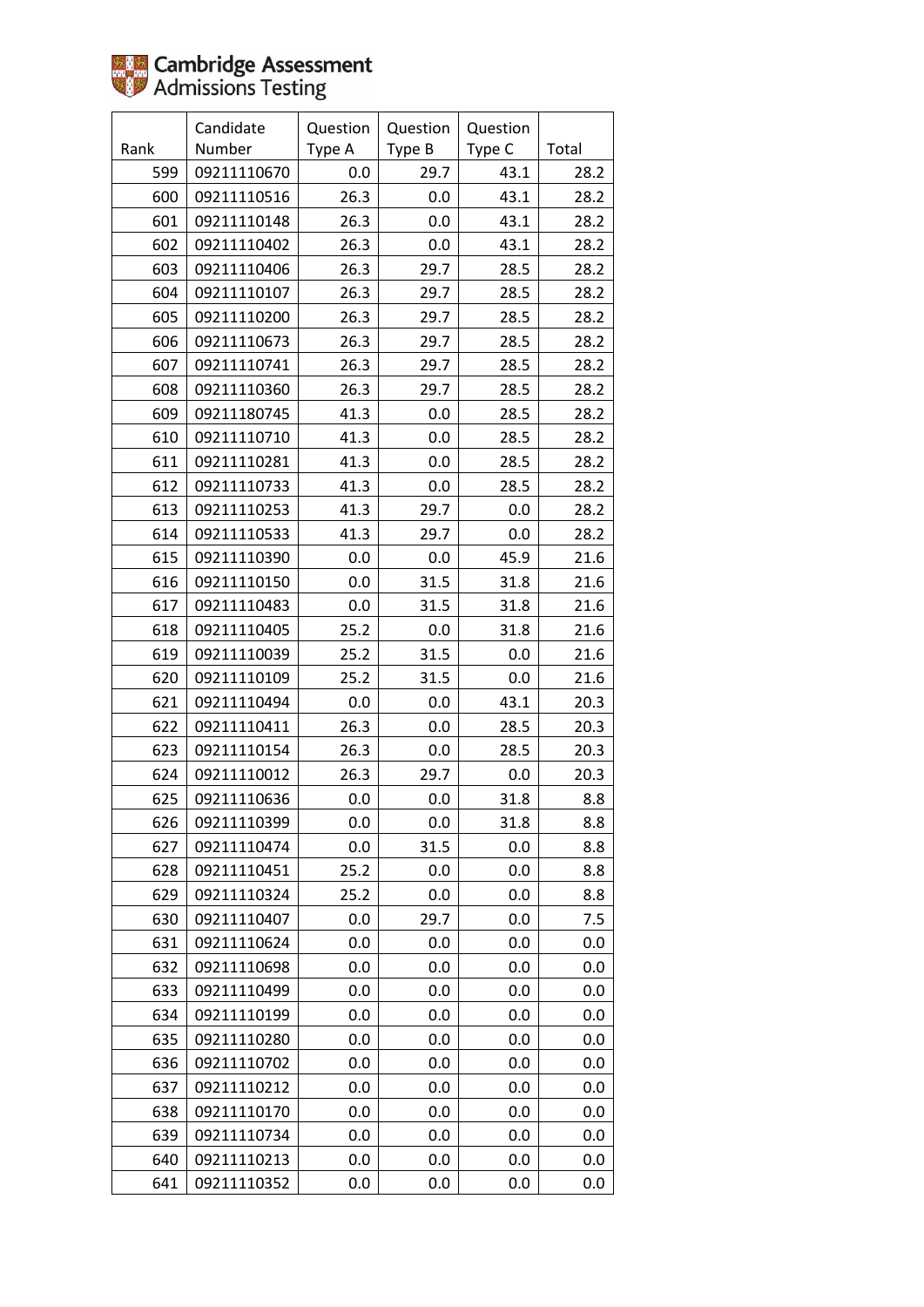| Rank | Candidate Number | Question Type A | Question Type B | Question Type C | Total |
|---|---|---|---|---|---|
| 599 | 09211110670 | 0.0 | 29.7 | 43.1 | 28.2 |
| 600 | 09211110516 | 26.3 | 0.0 | 43.1 | 28.2 |
| 601 | 09211110148 | 26.3 | 0.0 | 43.1 | 28.2 |
| 602 | 09211110402 | 26.3 | 0.0 | 43.1 | 28.2 |
| 603 | 09211110406 | 26.3 | 29.7 | 28.5 | 28.2 |
| 604 | 09211110107 | 26.3 | 29.7 | 28.5 | 28.2 |
| 605 | 09211110200 | 26.3 | 29.7 | 28.5 | 28.2 |
| 606 | 09211110673 | 26.3 | 29.7 | 28.5 | 28.2 |
| 607 | 09211110741 | 26.3 | 29.7 | 28.5 | 28.2 |
| 608 | 09211110360 | 26.3 | 29.7 | 28.5 | 28.2 |
| 609 | 09211180745 | 41.3 | 0.0 | 28.5 | 28.2 |
| 610 | 09211110710 | 41.3 | 0.0 | 28.5 | 28.2 |
| 611 | 09211110281 | 41.3 | 0.0 | 28.5 | 28.2 |
| 612 | 09211110733 | 41.3 | 0.0 | 28.5 | 28.2 |
| 613 | 09211110253 | 41.3 | 29.7 | 0.0 | 28.2 |
| 614 | 09211110533 | 41.3 | 29.7 | 0.0 | 28.2 |
| 615 | 09211110390 | 0.0 | 0.0 | 45.9 | 21.6 |
| 616 | 09211110150 | 0.0 | 31.5 | 31.8 | 21.6 |
| 617 | 09211110483 | 0.0 | 31.5 | 31.8 | 21.6 |
| 618 | 09211110405 | 25.2 | 0.0 | 31.8 | 21.6 |
| 619 | 09211110039 | 25.2 | 31.5 | 0.0 | 21.6 |
| 620 | 09211110109 | 25.2 | 31.5 | 0.0 | 21.6 |
| 621 | 09211110494 | 0.0 | 0.0 | 43.1 | 20.3 |
| 622 | 09211110411 | 26.3 | 0.0 | 28.5 | 20.3 |
| 623 | 09211110154 | 26.3 | 0.0 | 28.5 | 20.3 |
| 624 | 09211110012 | 26.3 | 29.7 | 0.0 | 20.3 |
| 625 | 09211110636 | 0.0 | 0.0 | 31.8 | 8.8 |
| 626 | 09211110399 | 0.0 | 0.0 | 31.8 | 8.8 |
| 627 | 09211110474 | 0.0 | 31.5 | 0.0 | 8.8 |
| 628 | 09211110451 | 25.2 | 0.0 | 0.0 | 8.8 |
| 629 | 09211110324 | 25.2 | 0.0 | 0.0 | 8.8 |
| 630 | 09211110407 | 0.0 | 29.7 | 0.0 | 7.5 |
| 631 | 09211110624 | 0.0 | 0.0 | 0.0 | 0.0 |
| 632 | 09211110698 | 0.0 | 0.0 | 0.0 | 0.0 |
| 633 | 09211110499 | 0.0 | 0.0 | 0.0 | 0.0 |
| 634 | 09211110199 | 0.0 | 0.0 | 0.0 | 0.0 |
| 635 | 09211110280 | 0.0 | 0.0 | 0.0 | 0.0 |
| 636 | 09211110702 | 0.0 | 0.0 | 0.0 | 0.0 |
| 637 | 09211110212 | 0.0 | 0.0 | 0.0 | 0.0 |
| 638 | 09211110170 | 0.0 | 0.0 | 0.0 | 0.0 |
| 639 | 09211110734 | 0.0 | 0.0 | 0.0 | 0.0 |
| 640 | 09211110213 | 0.0 | 0.0 | 0.0 | 0.0 |
| 641 | 09211110352 | 0.0 | 0.0 | 0.0 | 0.0 |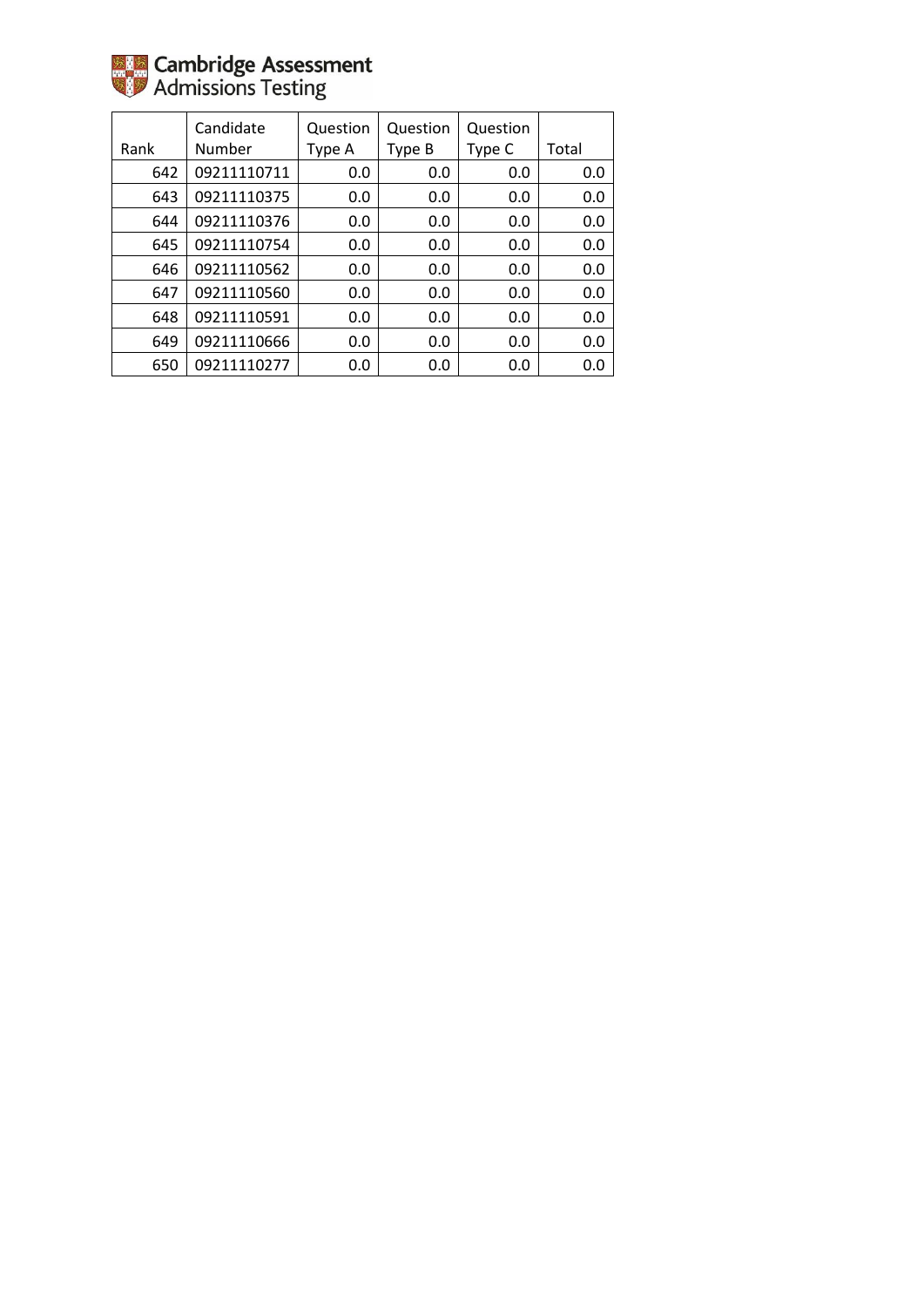Cambridge Assessment
Admissions Testing

| Rank | Candidate Number | Question Type A | Question Type B | Question Type C | Total |
|---|---|---|---|---|---|
| 642 | 09211110711 | 0.0 | 0.0 | 0.0 | 0.0 |
| 643 | 09211110375 | 0.0 | 0.0 | 0.0 | 0.0 |
| 644 | 09211110376 | 0.0 | 0.0 | 0.0 | 0.0 |
| 645 | 09211110754 | 0.0 | 0.0 | 0.0 | 0.0 |
| 646 | 09211110562 | 0.0 | 0.0 | 0.0 | 0.0 |
| 647 | 09211110560 | 0.0 | 0.0 | 0.0 | 0.0 |
| 648 | 09211110591 | 0.0 | 0.0 | 0.0 | 0.0 |
| 649 | 09211110666 | 0.0 | 0.0 | 0.0 | 0.0 |
| 650 | 09211110277 | 0.0 | 0.0 | 0.0 | 0.0 |